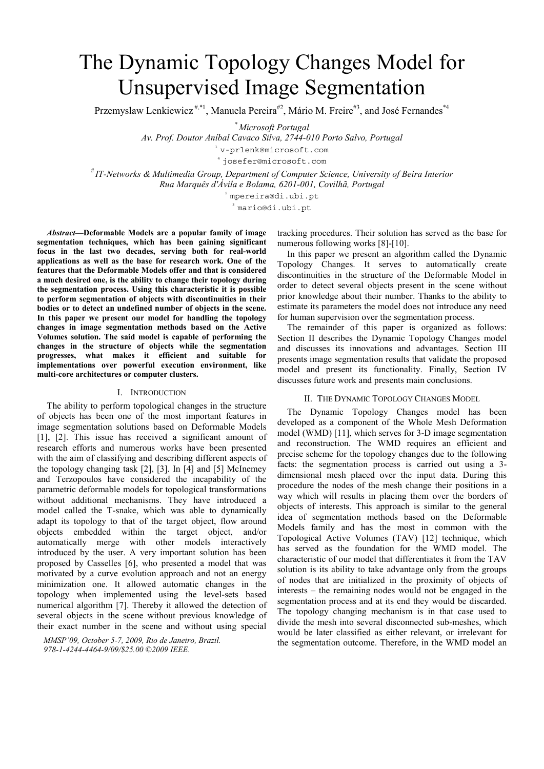# The Dynamic Topology Changes Model for Unsupervised Image Segmentation

Przemyslaw Lenkiewicz [#,*1], Manuela Pereira [#2], Mário M. Freire [#3], and José Fernandes [*4]

[*] *Microsoft Portugal*
*Av. Prof. Doutor Aníbal Cavaco Silva, 2744-010 Porto Salvo, Portugal*
[1] v-prlenk@microsoft.com
[4] josefer@microsoft.com

[#] *IT-Networks & Multimedia Group, Department of Computer Science, University of Beira Interior*
*Rua Marquês d'Ávila e Bolama, 6201-001, Covilhã, Portugal*
[2] mpereira@di.ubi.pt
[3] mario@di.ubi.pt

***Abstract*—Deformable Models are a popular family of image segmentation techniques, which has been gaining significant focus in the last two decades, serving both for real-world applications as well as the base for research work. One of the features that the Deformable Models offer and that is considered a much desired one, is the ability to change their topology during the segmentation process. Using this characteristic it is possible to perform segmentation of objects with discontinuities in their bodies or to detect an undefined number of objects in the scene. In this paper we present our model for handling the topology changes in image segmentation methods based on the Active Volumes solution. The said model is capable of performing the changes in the structure of objects while the segmentation progresses, what makes it efficient and suitable for implementations over powerful execution environment, like multi-core architectures or computer clusters.**

## I. Introduction

The ability to perform topological changes in the structure of objects has been one of the most important features in image segmentation solutions based on Deformable Models [1], [2]. This issue has received a significant amount of research efforts and numerous works have been presented with the aim of classifying and describing different aspects of the topology changing task [2], [3]. In [4] and [5] McInemey and Terzopoulos have considered the incapability of the parametric deformable models for topological transformations without additional mechanisms. They have introduced a model called the T-snake, which was able to dynamically adapt its topology to that of the target object, flow around objects embedded within the target object, and/or automatically merge with other models interactively introduced by the user. A very important solution has been proposed by Casselles [6], who presented a model that was motivated by a curve evolution approach and not an energy minimization one. It allowed automatic changes in the topology when implemented using the level-sets based numerical algorithm [7]. Thereby it allowed the detection of several objects in the scene without previous knowledge of their exact number in the scene and without using special tracking procedures. Their solution has served as the base for numerous following works [8]-[10].

In this paper we present an algorithm called the Dynamic Topology Changes. It serves to automatically create discontinuities in the structure of the Deformable Model in order to detect several objects present in the scene without prior knowledge about their number. Thanks to the ability to estimate its parameters the model does not introduce any need for human supervision over the segmentation process.

The remainder of this paper is organized as follows: Section II describes the Dynamic Topology Changes model and discusses its innovations and advantages. Section III presents image segmentation results that validate the proposed model and present its functionality. Finally, Section IV discusses future work and presents main conclusions.

## II. The Dynamic Topology Changes Model

The Dynamic Topology Changes model has been developed as a component of the Whole Mesh Deformation model (WMD) [11], which serves for 3-D image segmentation and reconstruction. The WMD requires an efficient and precise scheme for the topology changes due to the following facts: the segmentation process is carried out using a 3-dimensional mesh placed over the input data. During this procedure the nodes of the mesh change their positions in a way which will results in placing them over the borders of objects of interests. This approach is similar to the general idea of segmentation methods based on the Deformable Models family and has the most in common with the Topological Active Volumes (TAV) [12] technique, which has served as the foundation for the WMD model. The characteristic of our model that differentiates it from the TAV solution is its ability to take advantage only from the groups of nodes that are initialized in the proximity of objects of interests – the remaining nodes would not be engaged in the segmentation process and at its end they would be discarded. The topology changing mechanism is in that case used to divide the mesh into several disconnected sub-meshes, which would be later classified as either relevant, or irrelevant for the segmentation outcome. Therefore, in the WMD model an

*MMSP'09, October 5-7, 2009, Rio de Janeiro, Brazil.*
*978-1-4244-4464-9/09/$25.00 ©2009 IEEE.*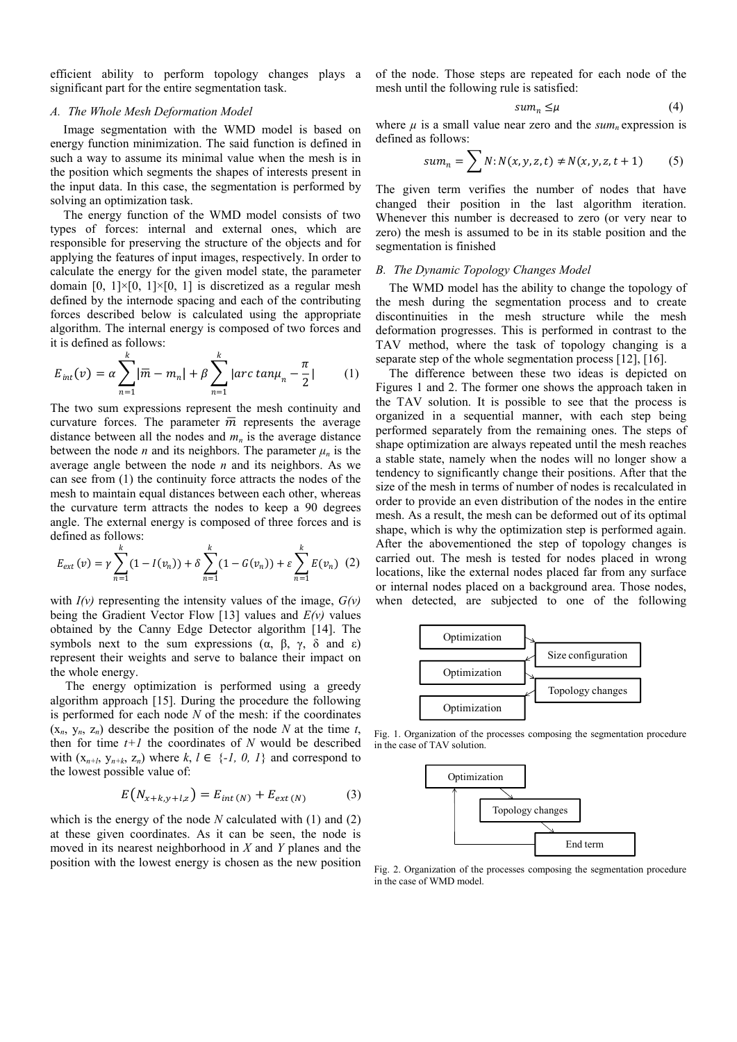efficient ability to perform topology changes plays a significant part for the entire segmentation task.

### *A. The Whole Mesh Deformation Model*

Image segmentation with the WMD model is based on energy function minimization. The said function is defined in such a way to assume its minimal value when the mesh is in the position which segments the shapes of interests present in the input data. In this case, the segmentation is performed by solving an optimization task.

The energy function of the WMD model consists of two types of forces: internal and external ones, which are responsible for preserving the structure of the objects and for applying the features of input images, respectively. In order to calculate the energy for the given model state, the parameter domain [0, 1]×[0, 1]×[0, 1] is discretized as a regular mesh defined by the internode spacing and each of the contributing forces described below is calculated using the appropriate algorithm. The internal energy is composed of two forces and it is defined as follows:

$$E_{int}(v) = \alpha \sum_{n=1}^{k} |\overline{m} - m_n| + \beta \sum_{n=1}^{k} |arc\,tan\mu_n - \frac{\pi}{2}| \qquad (1)$$

The two sum expressions represent the mesh continuity and curvature forces. The parameter $\overline{m}$ represents the average distance between all the nodes and $m_n$ is the average distance between the node $n$ and its neighbors. The parameter $\mu_n$ is the average angle between the node $n$ and its neighbors. As we can see from (1) the continuity force attracts the nodes of the mesh to maintain equal distances between each other, whereas the curvature term attracts the nodes to keep a 90 degrees angle. The external energy is composed of three forces and is defined as follows:

$$E_{ext}(v) = \gamma \sum_{n=1}^{k} (1 - I(v_n)) + \delta \sum_{n=1}^{k} (1 - G(v_n)) + \varepsilon \sum_{n=1}^{k} E(v_n) \quad (2)$$

with $I(v)$ representing the intensity values of the image, $G(v)$ being the Gradient Vector Flow [13] values and $E(v)$ values obtained by the Canny Edge Detector algorithm [14]. The symbols next to the sum expressions (α, β, γ, δ and ε) represent their weights and serve to balance their impact on the whole energy.

The energy optimization is performed using a greedy algorithm approach [15]. During the procedure the following is performed for each node $N$ of the mesh: if the coordinates ($x_n$, $y_n$, $z_n$) describe the position of the node $N$ at the time $t$, then for time $t+1$ the coordinates of $N$ would be described with ($x_{n+l}$, $y_{n+k}$, $z_n$) where $k, l \in \{-1, 0, 1\}$ and correspond to the lowest possible value of:

$$E(N_{x+k,y+l,z}) = E_{int\,(N)} + E_{ext\,(N)} \qquad (3)$$

which is the energy of the node $N$ calculated with (1) and (2) at these given coordinates. As it can be seen, the node is moved in its nearest neighborhood in $X$ and $Y$ planes and the position with the lowest energy is chosen as the new position of the node. Those steps are repeated for each node of the mesh until the following rule is satisfied:

$$sum_n \leq \mu \qquad (4)$$

where $\mu$ is a small value near zero and the $sum_n$ expression is defined as follows:

$$sum_n = \sum N: N(x,y,z,t) \neq N(x,y,z,t+1) \qquad (5)$$

The given term verifies the number of nodes that have changed their position in the last algorithm iteration. Whenever this number is decreased to zero (or very near to zero) the mesh is assumed to be in its stable position and the segmentation is finished

### *B. The Dynamic Topology Changes Model*

The WMD model has the ability to change the topology of the mesh during the segmentation process and to create discontinuities in the mesh structure while the mesh deformation progresses. This is performed in contrast to the TAV method, where the task of topology changing is a separate step of the whole segmentation process [12], [16].

The difference between these two ideas is depicted on Figures 1 and 2. The former one shows the approach taken in the TAV solution. It is possible to see that the process is organized in a sequential manner, with each step being performed separately from the remaining ones. The steps of shape optimization are always repeated until the mesh reaches a stable state, namely when the nodes will no longer show a tendency to significantly change their positions. After that the size of the mesh in terms of number of nodes is recalculated in order to provide an even distribution of the nodes in the entire mesh. As a result, the mesh can be deformed out of its optimal shape, which is why the optimization step is performed again. After the abovementioned the step of topology changes is carried out. The mesh is tested for nodes placed in wrong locations, like the external nodes placed far from any surface or internal nodes placed on a background area. Those nodes, when detected, are subjected to one of the following

Optimization → Size configuration → Optimization → Topology changes → Optimization

Fig. 1. Organization of the processes composing the segmentation procedure in the case of TAV solution.

Optimization → Topology changes → End term

Fig. 2. Organization of the processes composing the segmentation procedure in the case of WMD model.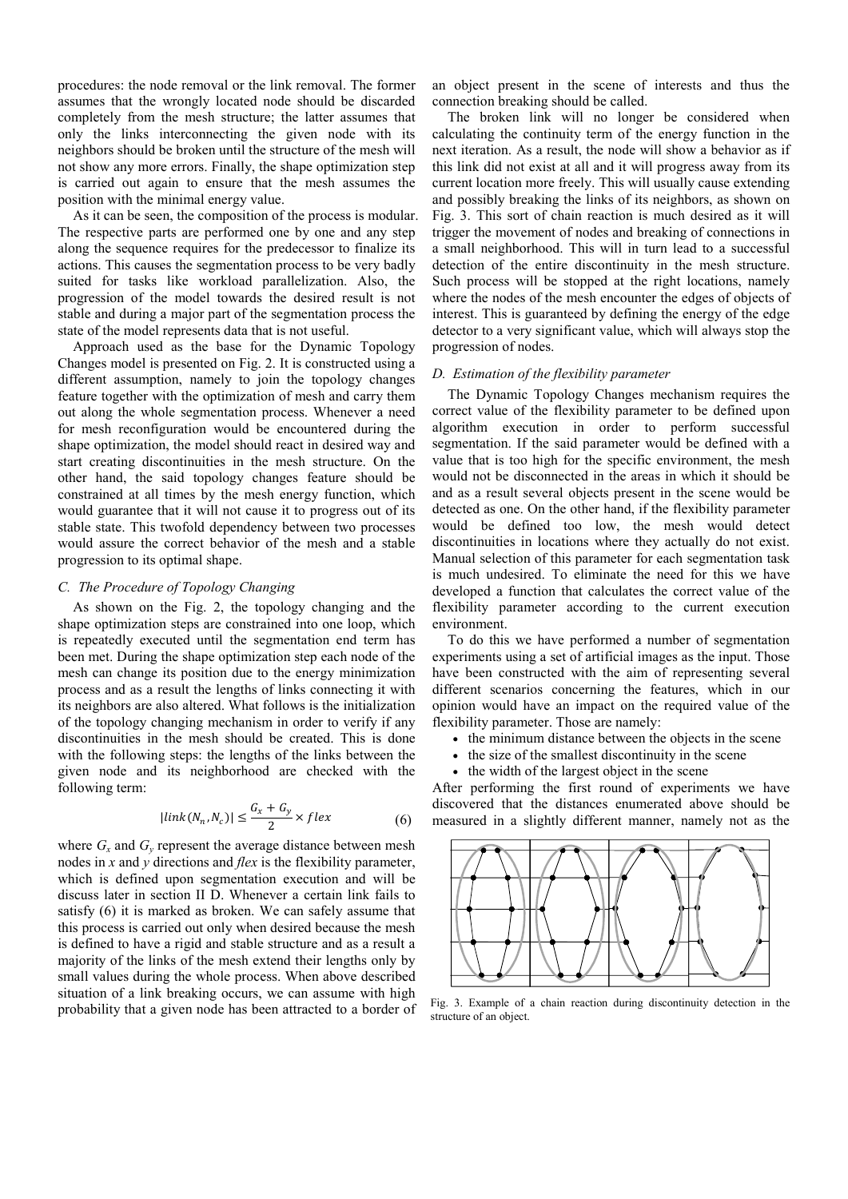procedures: the node removal or the link removal. The former assumes that the wrongly located node should be discarded completely from the mesh structure; the latter assumes that only the links interconnecting the given node with its neighbors should be broken until the structure of the mesh will not show any more errors. Finally, the shape optimization step is carried out again to ensure that the mesh assumes the position with the minimal energy value.

As it can be seen, the composition of the process is modular. The respective parts are performed one by one and any step along the sequence requires for the predecessor to finalize its actions. This causes the segmentation process to be very badly suited for tasks like workload parallelization. Also, the progression of the model towards the desired result is not stable and during a major part of the segmentation process the state of the model represents data that is not useful.

Approach used as the base for the Dynamic Topology Changes model is presented on Fig. 2. It is constructed using a different assumption, namely to join the topology changes feature together with the optimization of mesh and carry them out along the whole segmentation process. Whenever a need for mesh reconfiguration would be encountered during the shape optimization, the model should react in desired way and start creating discontinuities in the mesh structure. On the other hand, the said topology changes feature should be constrained at all times by the mesh energy function, which would guarantee that it will not cause it to progress out of its stable state. This twofold dependency between two processes would assure the correct behavior of the mesh and a stable progression to its optimal shape.

### *C. The Procedure of Topology Changing*

As shown on the Fig. 2, the topology changing and the shape optimization steps are constrained into one loop, which is repeatedly executed until the segmentation end term has been met. During the shape optimization step each node of the mesh can change its position due to the energy minimization process and as a result the lengths of links connecting it with its neighbors are also altered. What follows is the initialization of the topology changing mechanism in order to verify if any discontinuities in the mesh should be created. This is done with the following steps: the lengths of the links between the given node and its neighborhood are checked with the following term:

$$|link(N_n, N_c)| \leq \frac{G_x + G_y}{2} \times flex \qquad (6)$$

where $G_x$ and $G_y$ represent the average distance between mesh nodes in $x$ and $y$ directions and $flex$ is the flexibility parameter, which is defined upon segmentation execution and will be discuss later in section II D. Whenever a certain link fails to satisfy (6) it is marked as broken. We can safely assume that this process is carried out only when desired because the mesh is defined to have a rigid and stable structure and as a result a majority of the links of the mesh extend their lengths only by small values during the whole process. When above described situation of a link breaking occurs, we can assume with high probability that a given node has been attracted to a border of an object present in the scene of interests and thus the connection breaking should be called.

The broken link will no longer be considered when calculating the continuity term of the energy function in the next iteration. As a result, the node will show a behavior as if this link did not exist at all and it will progress away from its current location more freely. This will usually cause extending and possibly breaking the links of its neighbors, as shown on Fig. 3. This sort of chain reaction is much desired as it will trigger the movement of nodes and breaking of connections in a small neighborhood. This will in turn lead to a successful detection of the entire discontinuity in the mesh structure. Such process will be stopped at the right locations, namely where the nodes of the mesh encounter the edges of objects of interest. This is guaranteed by defining the energy of the edge detector to a very significant value, which will always stop the progression of nodes.

### *D. Estimation of the flexibility parameter*

The Dynamic Topology Changes mechanism requires the correct value of the flexibility parameter to be defined upon algorithm execution in order to perform successful segmentation. If the said parameter would be defined with a value that is too high for the specific environment, the mesh would not be disconnected in the areas in which it should be and as a result several objects present in the scene would be detected as one. On the other hand, if the flexibility parameter would be defined too low, the mesh would detect discontinuities in locations where they actually do not exist. Manual selection of this parameter for each segmentation task is much undesired. To eliminate the need for this we have developed a function that calculates the correct value of the flexibility parameter according to the current execution environment.

To do this we have performed a number of segmentation experiments using a set of artificial images as the input. Those have been constructed with the aim of representing several different scenarios concerning the features, which in our opinion would have an impact on the required value of the flexibility parameter. Those are namely:

- the minimum distance between the objects in the scene
- the size of the smallest discontinuity in the scene
- the width of the largest object in the scene

After performing the first round of experiments we have discovered that the distances enumerated above should be measured in a slightly different manner, namely not as the

Fig. 3. Example of a chain reaction during discontinuity detection in the structure of an object.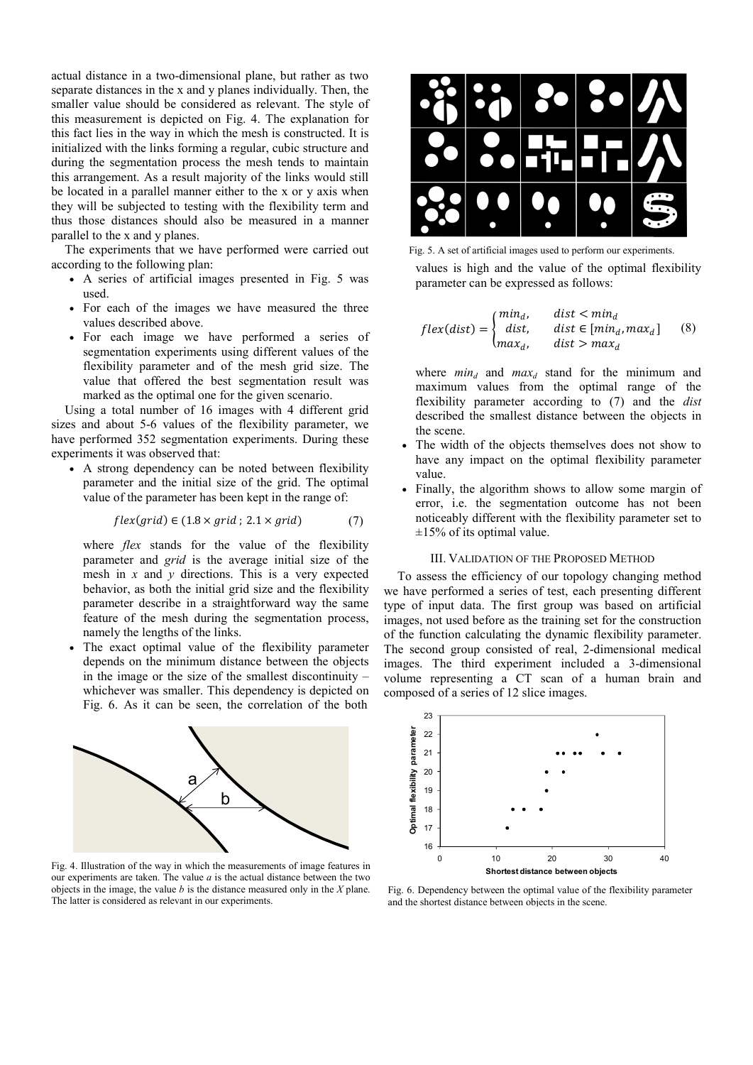actual distance in a two-dimensional plane, but rather as two separate distances in the x and y planes individually. Then, the smaller value should be considered as relevant. The style of this measurement is depicted on Fig. 4. The explanation for this fact lies in the way in which the mesh is constructed. It is initialized with the links forming a regular, cubic structure and during the segmentation process the mesh tends to maintain this arrangement. As a result majority of the links would still be located in a parallel manner either to the x or y axis when they will be subjected to testing with the flexibility term and thus those distances should also be measured in a manner parallel to the x and y planes.

The experiments that we have performed were carried out according to the following plan:

- A series of artificial images presented in Fig. 5 was used.
- For each of the images we have measured the three values described above.
- For each image we have performed a series of segmentation experiments using different values of the flexibility parameter and of the mesh grid size. The value that offered the best segmentation result was marked as the optimal one for the given scenario.

Using a total number of 16 images with 4 different grid sizes and about 5-6 values of the flexibility parameter, we have performed 352 segmentation experiments. During these experiments it was observed that:

- A strong dependency can be noted between flexibility parameter and the initial size of the grid. The optimal value of the parameter has been kept in the range of:

$$flex(grid) \in (1.8 \times grid\,;\, 2.1 \times grid) \qquad (7)$$

  where *flex* stands for the value of the flexibility parameter and *grid* is the average initial size of the mesh in *x* and *y* directions. This is a very expected behavior, as both the initial grid size and the flexibility parameter describe in a straightforward way the same feature of the mesh during the segmentation process, namely the lengths of the links.
- The exact optimal value of the flexibility parameter depends on the minimum distance between the objects in the image or the size of the smallest discontinuity – whichever was smaller. This dependency is depicted on Fig. 6. As it can be seen, the correlation of the both values is high and the value of the optimal flexibility parameter can be expressed as follows:

$$flex(dist) = \begin{cases} min_d, & dist < min_d \\ dist, & dist \in [min_d, max_d] \\ max_d, & dist > max_d \end{cases} \qquad (8)$$

  where $min_d$ and $max_d$ stand for the minimum and maximum values from the optimal range of the flexibility parameter according to (7) and the *dist* described the smallest distance between the objects in the scene.
- The width of the objects themselves does not show to have any impact on the optimal flexibility parameter value.
- Finally, the algorithm shows to allow some margin of error, i.e. the segmentation outcome has not been noticeably different with the flexibility parameter set to ±15% of its optimal value.

Fig. 4. Illustration of the way in which the measurements of image features in our experiments are taken. The value *a* is the actual distance between the two objects in the image, the value *b* is the distance measured only in the *X* plane. The latter is considered as relevant in our experiments.

Fig. 5. A set of artificial images used to perform our experiments.

## III. Validation of the Proposed Method

To assess the efficiency of our topology changing method we have performed a series of test, each presenting different type of input data. The first group was based on artificial images, not used before as the training set for the construction of the function calculating the dynamic flexibility parameter. The second group consisted of real, 2-dimensional medical images. The third experiment included a 3-dimensional volume representing a CT scan of a human brain and composed of a series of 12 slice images.

Fig. 6. Dependency between the optimal value of the flexibility parameter and the shortest distance between objects in the scene.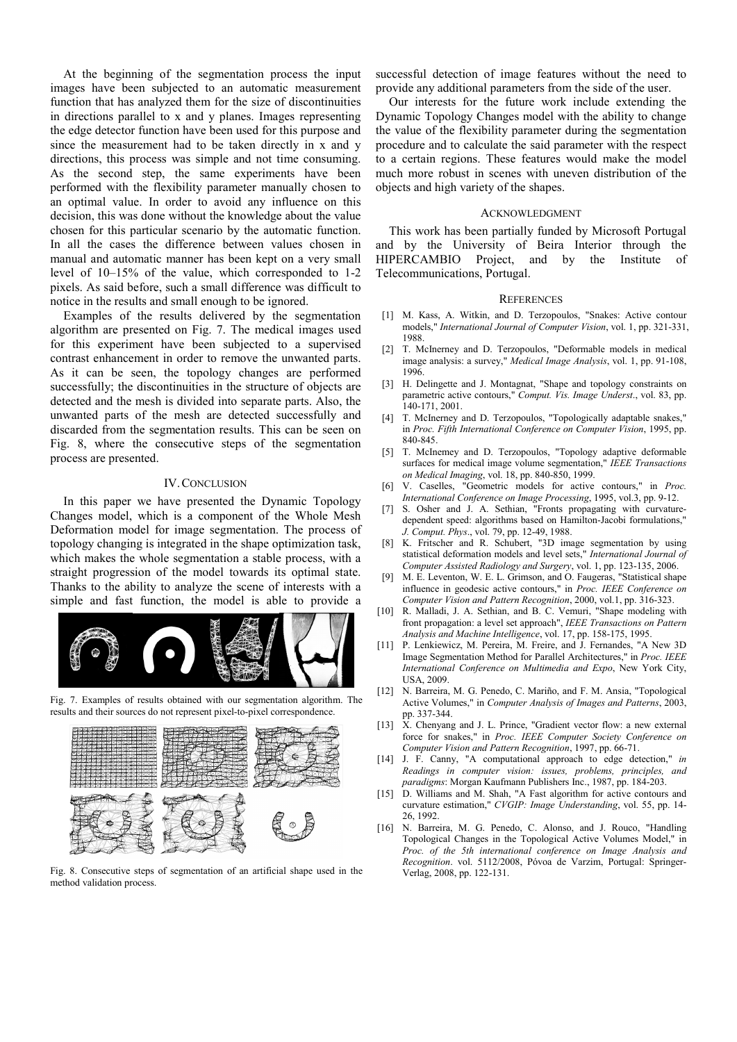At the beginning of the segmentation process the input images have been subjected to an automatic measurement function that has analyzed them for the size of discontinuities in directions parallel to x and y planes. Images representing the edge detector function have been used for this purpose and since the measurement had to be taken directly in x and y directions, this process was simple and not time consuming. As the second step, the same experiments have been performed with the flexibility parameter manually chosen to an optimal value. In order to avoid any influence on this decision, this was done without the knowledge about the value chosen for this particular scenario by the automatic function. In all the cases the difference between values chosen in manual and automatic manner has been kept on a very small level of 10–15% of the value, which corresponded to 1-2 pixels. As said before, such a small difference was difficult to notice in the results and small enough to be ignored.

Examples of the results delivered by the segmentation algorithm are presented on Fig. 7. The medical images used for this experiment have been subjected to a supervised contrast enhancement in order to remove the unwanted parts. As it can be seen, the topology changes are performed successfully; the discontinuities in the structure of objects are detected and the mesh is divided into separate parts. Also, the unwanted parts of the mesh are detected successfully and discarded from the segmentation results. This can be seen on Fig. 8, where the consecutive steps of the segmentation process are presented.

## IV. Conclusion

In this paper we have presented the Dynamic Topology Changes model, which is a component of the Whole Mesh Deformation model for image segmentation. The process of topology changing is integrated in the shape optimization task, which makes the whole segmentation a stable process, with a straight progression of the model towards its optimal state. Thanks to the ability to analyze the scene of interests with a simple and fast function, the model is able to provide a successful detection of image features without the need to provide any additional parameters from the side of the user.

Fig. 7. Examples of results obtained with our segmentation algorithm. The results and their sources do not represent pixel-to-pixel correspondence.

Fig. 8. Consecutive steps of segmentation of an artificial shape used in the method validation process.

Our interests for the future work include extending the Dynamic Topology Changes model with the ability to change the value of the flexibility parameter during the segmentation procedure and to calculate the said parameter with the respect to a certain regions. These features would make the model much more robust in scenes with uneven distribution of the objects and high variety of the shapes.

## Acknowledgment

This work has been partially funded by Microsoft Portugal and by the University of Beira Interior through the HIPERCAMBIO Project, and by the Institute of Telecommunications, Portugal.

## References

[1] M. Kass, A. Witkin, and D. Terzopoulos, "Snakes: Active contour models," *International Journal of Computer Vision*, vol. 1, pp. 321-331, 1988.

[2] T. McInerney and D. Terzopoulos, "Deformable models in medical image analysis: a survey," *Medical Image Analysis*, vol. 1, pp. 91-108, 1996.

[3] H. Delingette and J. Montagnat, "Shape and topology constraints on parametric active contours," *Comput. Vis. Image Underst*., vol. 83, pp. 140-171, 2001.

[4] T. McInerney and D. Terzopoulos, "Topologically adaptable snakes," in *Proc. Fifth International Conference on Computer Vision*, 1995, pp. 840-845.

[5] T. McInemey and D. Terzopoulos, "Topology adaptive deformable surfaces for medical image volume segmentation," *IEEE Transactions on Medical Imaging*, vol. 18, pp. 840-850, 1999.

[6] V. Caselles, "Geometric models for active contours," in *Proc. International Conference on Image Processing*, 1995, vol.3, pp. 9-12.

[7] S. Osher and J. A. Sethian, "Fronts propagating with curvature-dependent speed: algorithms based on Hamilton-Jacobi formulations," *J. Comput. Phys*., vol. 79, pp. 12-49, 1988.

[8] K. Fritscher and R. Schubert, "3D image segmentation by using statistical deformation models and level sets," *International Journal of Computer Assisted Radiology and Surgery*, vol. 1, pp. 123-135, 2006.

[9] M. E. Leventon, W. E. L. Grimson, and O. Faugeras, "Statistical shape influence in geodesic active contours," in *Proc. IEEE Conference on Computer Vision and Pattern Recognition*, 2000, vol.1, pp. 316-323.

[10] R. Malladi, J. A. Sethian, and B. C. Vemuri, "Shape modeling with front propagation: a level set approach", *IEEE Transactions on Pattern Analysis and Machine Intelligence*, vol. 17, pp. 158-175, 1995.

[11] P. Lenkiewicz, M. Pereira, M. Freire, and J. Fernandes, "A New 3D Image Segmentation Method for Parallel Architectures," in *Proc. IEEE International Conference on Multimedia and Expo*, New York City, USA, 2009.

[12] N. Barreira, M. G. Penedo, C. Mariño, and F. M. Ansia, "Topological Active Volumes," in *Computer Analysis of Images and Patterns*, 2003, pp. 337-344.

[13] X. Chenyang and J. L. Prince, "Gradient vector flow: a new external force for snakes," in *Proc. IEEE Computer Society Conference on Computer Vision and Pattern Recognition*, 1997, pp. 66-71.

[14] J. F. Canny, "A computational approach to edge detection," *in Readings in computer vision: issues, problems, principles, and paradigms*: Morgan Kaufmann Publishers Inc., 1987, pp. 184-203.

[15] D. Williams and M. Shah, "A Fast algorithm for active contours and curvature estimation," *CVGIP: Image Understanding*, vol. 55, pp. 14-26, 1992.

[16] N. Barreira, M. G. Penedo, C. Alonso, and J. Rouco, "Handling Topological Changes in the Topological Active Volumes Model," in *Proc. of the 5th international conference on Image Analysis and Recognition*. vol. 5112/2008, Póvoa de Varzim, Portugal: Springer-Verlag, 2008, pp. 122-131.